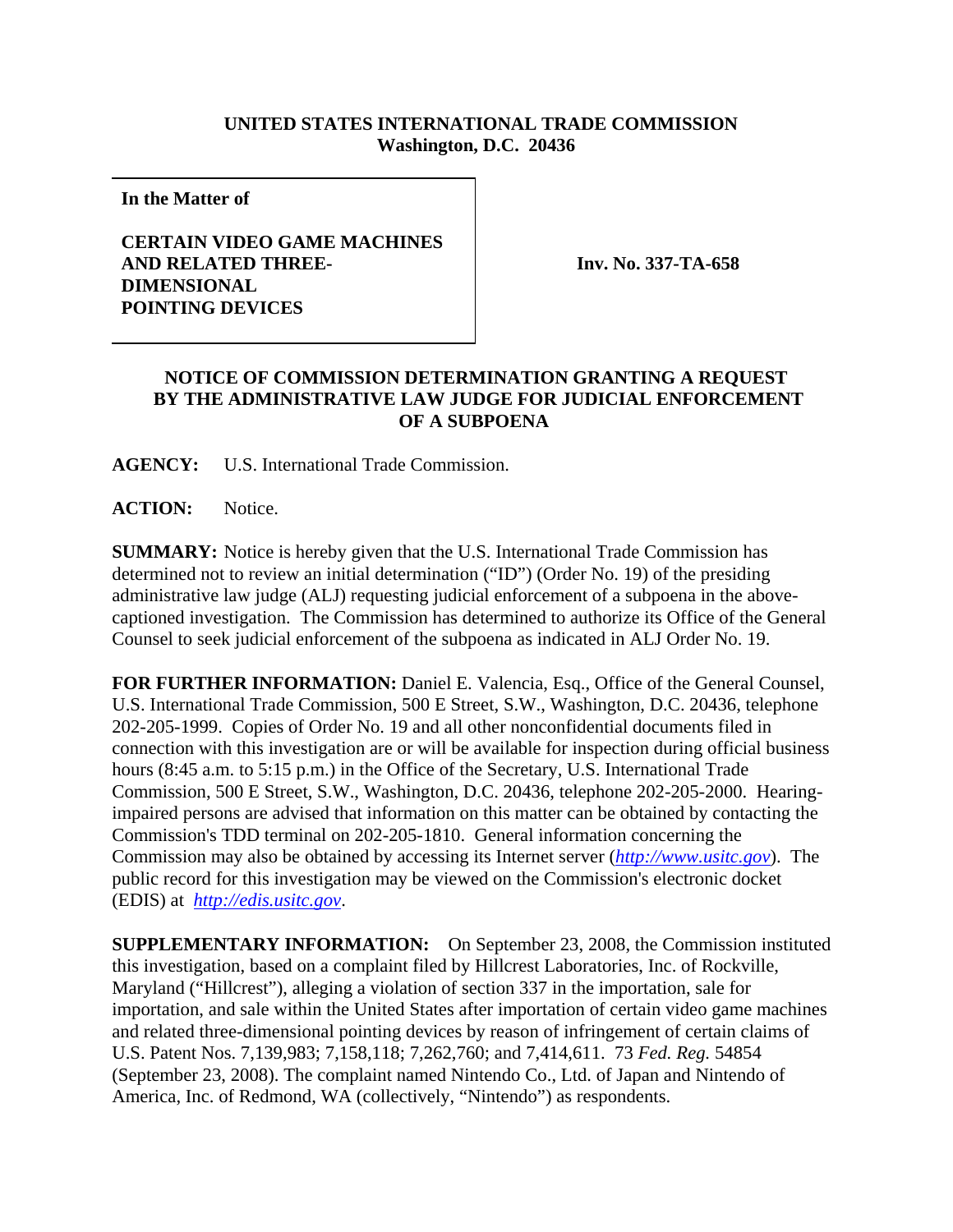**UNITED STATES INTERNATIONAL TRADE COMMISSION**
**Washington, D.C. 20436**

| In the Matter of | |
|---|---|
| **CERTAIN VIDEO GAME MACHINES AND RELATED THREE-DIMENSIONAL POINTING DEVICES** | **Inv. No. 337-TA-658** |

## NOTICE OF COMMISSION DETERMINATION GRANTING A REQUEST BY THE ADMINISTRATIVE LAW JUDGE FOR JUDICIAL ENFORCEMENT OF A SUBPOENA

**AGENCY:** U.S. International Trade Commission.

**ACTION:** Notice.

**SUMMARY:** Notice is hereby given that the U.S. International Trade Commission has determined not to review an initial determination ("ID") (Order No. 19) of the presiding administrative law judge (ALJ) requesting judicial enforcement of a subpoena in the above-captioned investigation. The Commission has determined to authorize its Office of the General Counsel to seek judicial enforcement of the subpoena as indicated in ALJ Order No. 19.

**FOR FURTHER INFORMATION:** Daniel E. Valencia, Esq., Office of the General Counsel, U.S. International Trade Commission, 500 E Street, S.W., Washington, D.C. 20436, telephone 202-205-1999. Copies of Order No. 19 and all other nonconfidential documents filed in connection with this investigation are or will be available for inspection during official business hours (8:45 a.m. to 5:15 p.m.) in the Office of the Secretary, U.S. International Trade Commission, 500 E Street, S.W., Washington, D.C. 20436, telephone 202-205-2000. Hearing-impaired persons are advised that information on this matter can be obtained by contacting the Commission's TDD terminal on 202-205-1810. General information concerning the Commission may also be obtained by accessing its Internet server (*http://www.usitc.gov*). The public record for this investigation may be viewed on the Commission's electronic docket (EDIS) at *http://edis.usitc.gov*.

**SUPPLEMENTARY INFORMATION:** On September 23, 2008, the Commission instituted this investigation, based on a complaint filed by Hillcrest Laboratories, Inc. of Rockville, Maryland ("Hillcrest"), alleging a violation of section 337 in the importation, sale for importation, and sale within the United States after importation of certain video game machines and related three-dimensional pointing devices by reason of infringement of certain claims of U.S. Patent Nos. 7,139,983; 7,158,118; 7,262,760; and 7,414,611. 73 *Fed. Reg.* 54854 (September 23, 2008). The complaint named Nintendo Co., Ltd. of Japan and Nintendo of America, Inc. of Redmond, WA (collectively, "Nintendo") as respondents.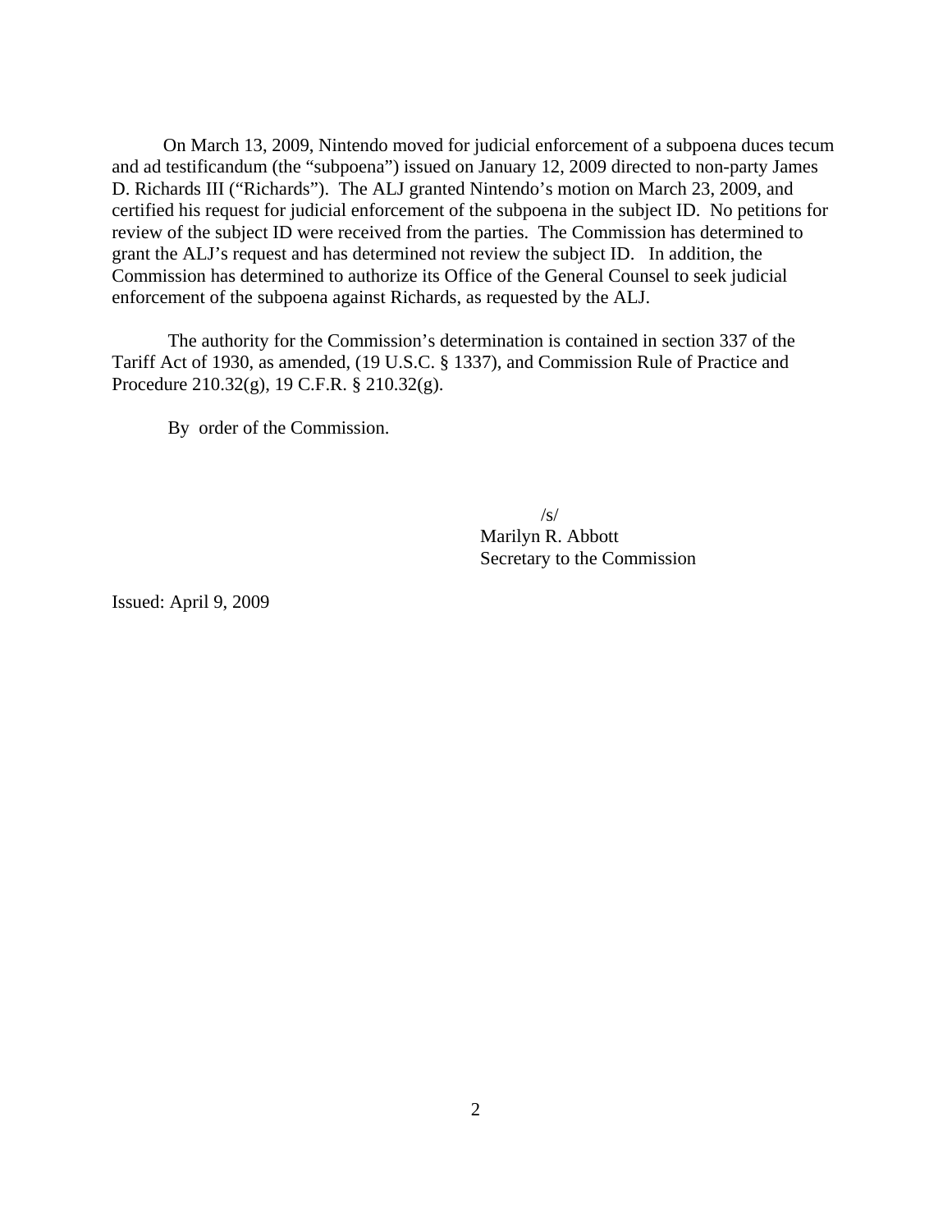On March 13, 2009, Nintendo moved for judicial enforcement of a subpoena duces tecum and ad testificandum (the "subpoena") issued on January 12, 2009 directed to non-party James D. Richards III ("Richards"). The ALJ granted Nintendo's motion on March 23, 2009, and certified his request for judicial enforcement of the subpoena in the subject ID. No petitions for review of the subject ID were received from the parties. The Commission has determined to grant the ALJ's request and has determined not review the subject ID. In addition, the Commission has determined to authorize its Office of the General Counsel to seek judicial enforcement of the subpoena against Richards, as requested by the ALJ.

The authority for the Commission's determination is contained in section 337 of the Tariff Act of 1930, as amended, (19 U.S.C. § 1337), and Commission Rule of Practice and Procedure 210.32(g), 19 C.F.R. § 210.32(g).

By order of the Commission.

/s/
Marilyn R. Abbott
Secretary to the Commission

Issued: April 9, 2009